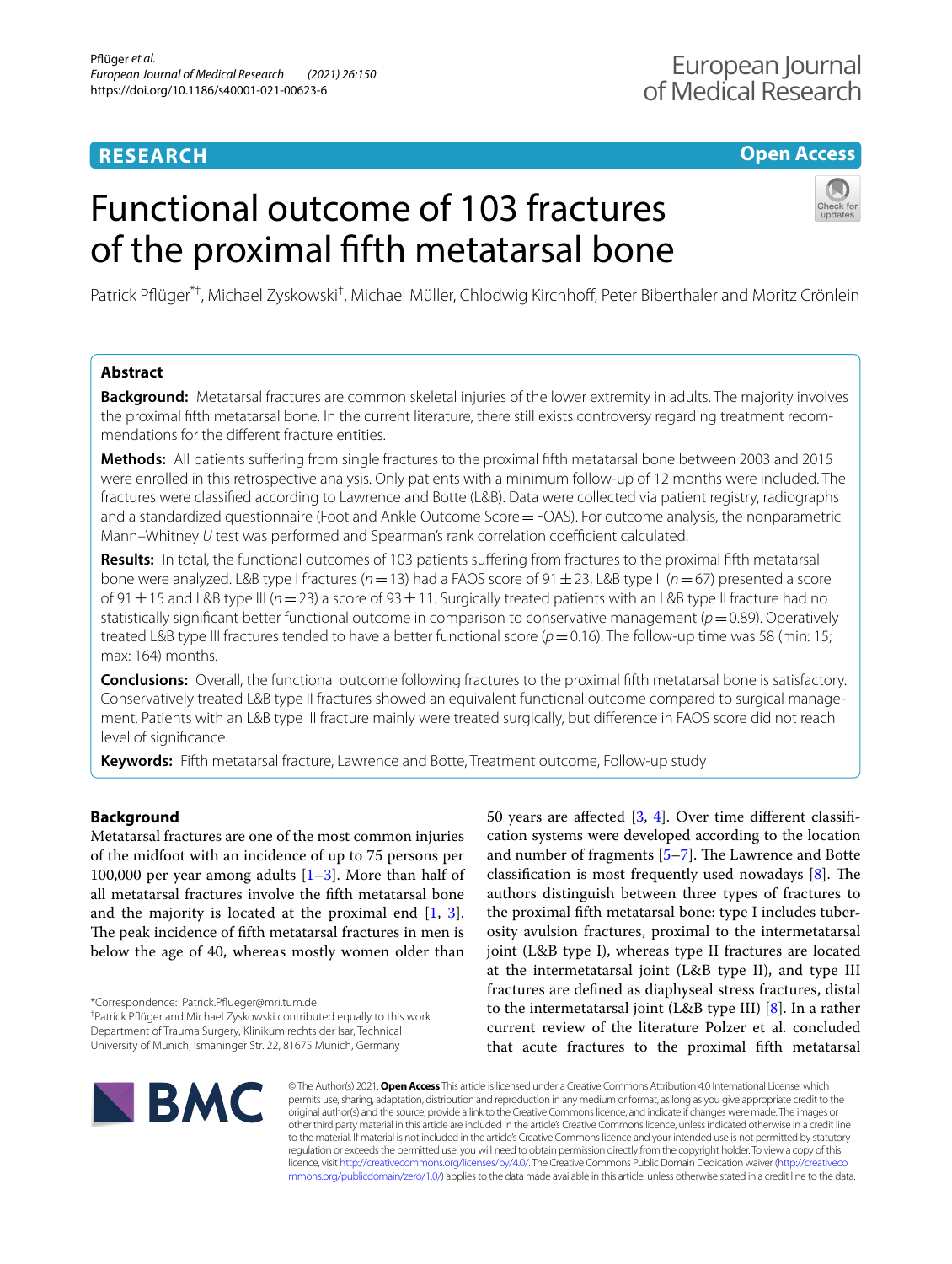RESEARCH

Open Access

# Functional outcome of 103 fractures of the proximal fifth metatarsal bone

Patrick Pflüger[*†], Michael Zyskowski[†], Michael Müller, Chlodwig Kirchhoff, Peter Biberthaler and Moritz Crönlein

## Abstract

**Background:** Metatarsal fractures are common skeletal injuries of the lower extremity in adults. The majority involves the proximal fifth metatarsal bone. In the current literature, there still exists controversy regarding treatment recommendations for the different fracture entities.

**Methods:** All patients suffering from single fractures to the proximal fifth metatarsal bone between 2003 and 2015 were enrolled in this retrospective analysis. Only patients with a minimum follow-up of 12 months were included. The fractures were classified according to Lawrence and Botte (L&B). Data were collected via patient registry, radiographs and a standardized questionnaire (Foot and Ankle Outcome Score = FOAS). For outcome analysis, the nonparametric Mann–Whitney *U* test was performed and Spearman's rank correlation coefficient calculated.

**Results:** In total, the functional outcomes of 103 patients suffering from fractures to the proximal fifth metatarsal bone were analyzed. L&B type I fractures ($n = 13$) had a FAOS score of $91 \pm 23$, L&B type II ($n = 67$) presented a score of $91 \pm 15$ and L&B type III ($n = 23$) a score of $93 \pm 11$. Surgically treated patients with an L&B type II fracture had no statistically significant better functional outcome in comparison to conservative management ($p = 0.89$). Operatively treated L&B type III fractures tended to have a better functional score ($p = 0.16$). The follow-up time was 58 (min: 15; max: 164) months.

**Conclusions:** Overall, the functional outcome following fractures to the proximal fifth metatarsal bone is satisfactory. Conservatively treated L&B type II fractures showed an equivalent functional outcome compared to surgical management. Patients with an L&B type III fracture mainly were treated surgically, but difference in FAOS score did not reach level of significance.

**Keywords:** Fifth metatarsal fracture, Lawrence and Botte, Treatment outcome, Follow-up study

## Background

Metatarsal fractures are one of the most common injuries of the midfoot with an incidence of up to 75 persons per 100,000 per year among adults [1–3]. More than half of all metatarsal fractures involve the fifth metatarsal bone and the majority is located at the proximal end [1, 3]. The peak incidence of fifth metatarsal fractures in men is below the age of 40, whereas mostly women older than 50 years are affected [3, 4]. Over time different classification systems were developed according to the location and number of fragments [5–7]. The Lawrence and Botte classification is most frequently used nowadays [8]. The authors distinguish between three types of fractures to the proximal fifth metatarsal bone: type I includes tuberosity avulsion fractures, proximal to the intermetatarsal joint (L&B type I), whereas type II fractures are located at the intermetatarsal joint (L&B type II), and type III fractures are defined as diaphyseal stress fractures, distal to the intermetatarsal joint (L&B type III) [8]. In a rather current review of the literature Polzer et al. concluded that acute fractures to the proximal fifth metatarsal

*Correspondence: Patrick.Pflueger@mri.tum.de

†Patrick Pflüger and Michael Zyskowski contributed equally to this work

Department of Trauma Surgery, Klinikum rechts der Isar, Technical University of Munich, Ismaninger Str. 22, 81675 Munich, Germany

© The Author(s) 2021. **Open Access** This article is licensed under a Creative Commons Attribution 4.0 International License, which permits use, sharing, adaptation, distribution and reproduction in any medium or format, as long as you give appropriate credit to the original author(s) and the source, provide a link to the Creative Commons licence, and indicate if changes were made. The images or other third party material in this article are included in the article's Creative Commons licence, unless indicated otherwise in a credit line to the material. If material is not included in the article's Creative Commons licence and your intended use is not permitted by statutory regulation or exceeds the permitted use, you will need to obtain permission directly from the copyright holder. To view a copy of this licence, visit http://creativecommons.org/licenses/by/4.0/. The Creative Commons Public Domain Dedication waiver (http://creativecommons.org/publicdomain/zero/1.0/) applies to the data made available in this article, unless otherwise stated in a credit line to the data.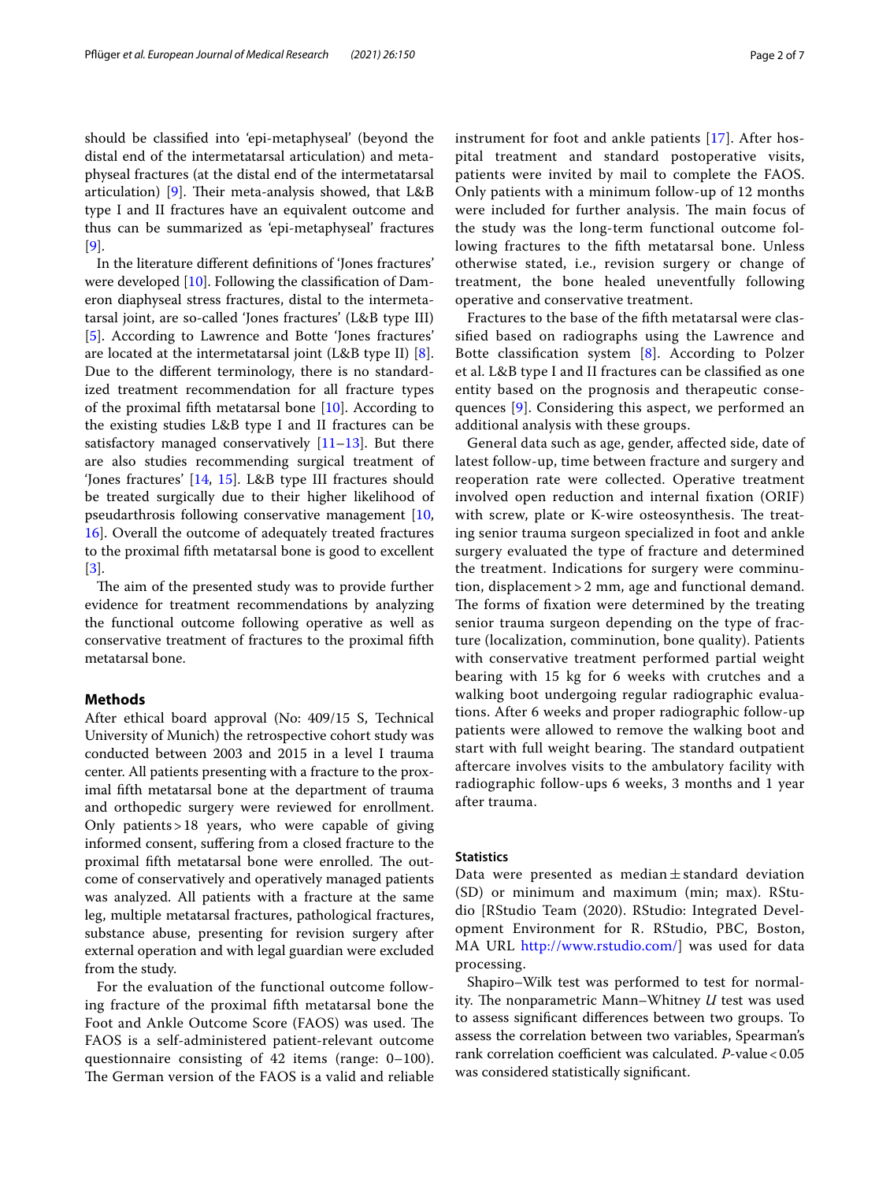should be classified into 'epi-metaphyseal' (beyond the distal end of the intermetatarsal articulation) and metaphyseal fractures (at the distal end of the intermetatarsal articulation) [9]. Their meta-analysis showed, that L&B type I and II fractures have an equivalent outcome and thus can be summarized as 'epi-metaphyseal' fractures [9].

In the literature different definitions of 'Jones fractures' were developed [10]. Following the classification of Dameron diaphyseal stress fractures, distal to the intermetatarsal joint, are so-called 'Jones fractures' (L&B type III) [5]. According to Lawrence and Botte 'Jones fractures' are located at the intermetatarsal joint (L&B type II) [8]. Due to the different terminology, there is no standardized treatment recommendation for all fracture types of the proximal fifth metatarsal bone [10]. According to the existing studies L&B type I and II fractures can be satisfactory managed conservatively [11–13]. But there are also studies recommending surgical treatment of 'Jones fractures' [14, 15]. L&B type III fractures should be treated surgically due to their higher likelihood of pseudarthrosis following conservative management [10, 16]. Overall the outcome of adequately treated fractures to the proximal fifth metatarsal bone is good to excellent [3].

The aim of the presented study was to provide further evidence for treatment recommendations by analyzing the functional outcome following operative as well as conservative treatment of fractures to the proximal fifth metatarsal bone.

## Methods

After ethical board approval (No: 409/15 S, Technical University of Munich) the retrospective cohort study was conducted between 2003 and 2015 in a level I trauma center. All patients presenting with a fracture to the proximal fifth metatarsal bone at the department of trauma and orthopedic surgery were reviewed for enrollment. Only patients > 18 years, who were capable of giving informed consent, suffering from a closed fracture to the proximal fifth metatarsal bone were enrolled. The outcome of conservatively and operatively managed patients was analyzed. All patients with a fracture at the same leg, multiple metatarsal fractures, pathological fractures, substance abuse, presenting for revision surgery after external operation and with legal guardian were excluded from the study.

For the evaluation of the functional outcome following fracture of the proximal fifth metatarsal bone the Foot and Ankle Outcome Score (FAOS) was used. The FAOS is a self-administered patient-relevant outcome questionnaire consisting of 42 items (range: 0–100). The German version of the FAOS is a valid and reliable instrument for foot and ankle patients [17]. After hospital treatment and standard postoperative visits, patients were invited by mail to complete the FAOS. Only patients with a minimum follow-up of 12 months were included for further analysis. The main focus of the study was the long-term functional outcome following fractures to the fifth metatarsal bone. Unless otherwise stated, i.e., revision surgery or change of treatment, the bone healed uneventfully following operative and conservative treatment.

Fractures to the base of the fifth metatarsal were classified based on radiographs using the Lawrence and Botte classification system [8]. According to Polzer et al. L&B type I and II fractures can be classified as one entity based on the prognosis and therapeutic consequences [9]. Considering this aspect, we performed an additional analysis with these groups.

General data such as age, gender, affected side, date of latest follow-up, time between fracture and surgery and reoperation rate were collected. Operative treatment involved open reduction and internal fixation (ORIF) with screw, plate or K-wire osteosynthesis. The treating senior trauma surgeon specialized in foot and ankle surgery evaluated the type of fracture and determined the treatment. Indications for surgery were comminution, displacement > 2 mm, age and functional demand. The forms of fixation were determined by the treating senior trauma surgeon depending on the type of fracture (localization, comminution, bone quality). Patients with conservative treatment performed partial weight bearing with 15 kg for 6 weeks with crutches and a walking boot undergoing regular radiographic evaluations. After 6 weeks and proper radiographic follow-up patients were allowed to remove the walking boot and start with full weight bearing. The standard outpatient aftercare involves visits to the ambulatory facility with radiographic follow-ups 6 weeks, 3 months and 1 year after trauma.

### Statistics

Data were presented as median ± standard deviation (SD) or minimum and maximum (min; max). RStudio [RStudio Team (2020). RStudio: Integrated Development Environment for R. RStudio, PBC, Boston, MA URL http://www.rstudio.com/] was used for data processing.

Shapiro–Wilk test was performed to test for normality. The nonparametric Mann–Whitney *U* test was used to assess significant differences between two groups. To assess the correlation between two variables, Spearman's rank correlation coefficient was calculated. *P*-value < 0.05 was considered statistically significant.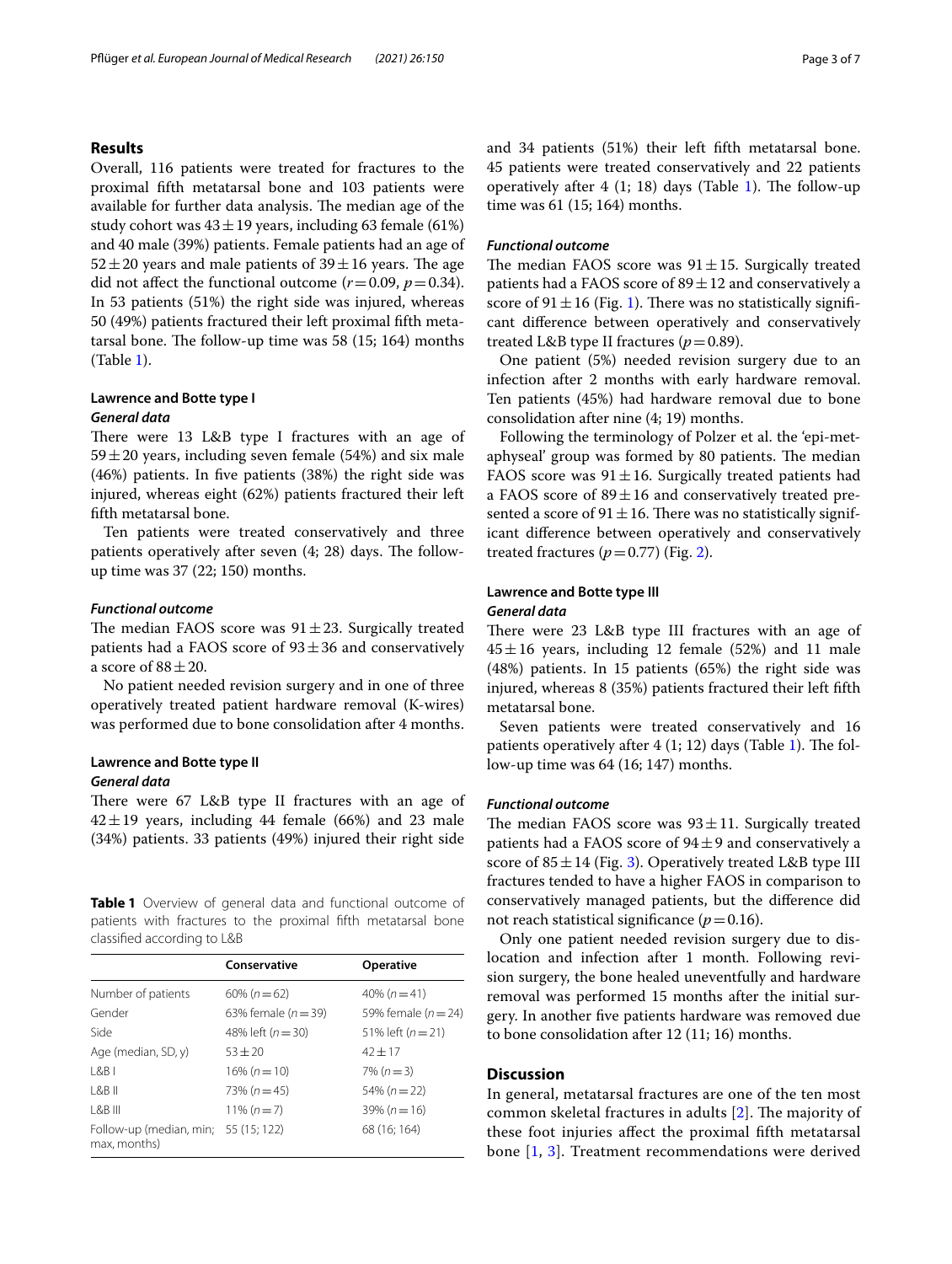## Results

Overall, 116 patients were treated for fractures to the proximal fifth metatarsal bone and 103 patients were available for further data analysis. The median age of the study cohort was $43 \pm 19$ years, including 63 female (61%) and 40 male (39%) patients. Female patients had an age of $52 \pm 20$ years and male patients of $39 \pm 16$ years. The age did not affect the functional outcome ($r = 0.09$, $p = 0.34$). In 53 patients (51%) the right side was injured, whereas 50 (49%) patients fractured their left proximal fifth metatarsal bone. The follow-up time was 58 (15; 164) months (Table 1).

### Lawrence and Botte type I

#### *General data*

There were 13 L&B type I fractures with an age of $59 \pm 20$ years, including seven female (54%) and six male (46%) patients. In five patients (38%) the right side was injured, whereas eight (62%) patients fractured their left fifth metatarsal bone.

Ten patients were treated conservatively and three patients operatively after seven (4; 28) days. The follow-up time was 37 (22; 150) months.

#### *Functional outcome*

The median FAOS score was $91 \pm 23$. Surgically treated patients had a FAOS score of $93 \pm 36$ and conservatively a score of $88 \pm 20$.

No patient needed revision surgery and in one of three operatively treated patient hardware removal (K-wires) was performed due to bone consolidation after 4 months.

### Lawrence and Botte type II

#### *General data*

There were 67 L&B type II fractures with an age of $42 \pm 19$ years, including 44 female (66%) and 23 male (34%) patients. 33 patients (49%) injured their right side and 34 patients (51%) their left fifth metatarsal bone. 45 patients were treated conservatively and 22 patients operatively after 4 (1; 18) days (Table 1). The follow-up time was 61 (15; 164) months.

#### *Functional outcome*

The median FAOS score was $91 \pm 15$. Surgically treated patients had a FAOS score of $89 \pm 12$ and conservatively a score of $91 \pm 16$ (Fig. 1). There was no statistically significant difference between operatively and conservatively treated L&B type II fractures ($p = 0.89$).

One patient (5%) needed revision surgery due to an infection after 2 months with early hardware removal. Ten patients (45%) had hardware removal due to bone consolidation after nine (4; 19) months.

Following the terminology of Polzer et al. the 'epi-metaphyseal' group was formed by 80 patients. The median FAOS score was $91 \pm 16$. Surgically treated patients had a FAOS score of $89 \pm 16$ and conservatively treated presented a score of $91 \pm 16$. There was no statistically significant difference between operatively and conservatively treated fractures ($p = 0.77$) (Fig. 2).

### Lawrence and Botte type III

#### *General data*

There were 23 L&B type III fractures with an age of $45 \pm 16$ years, including 12 female (52%) and 11 male (48%) patients. In 15 patients (65%) the right side was injured, whereas 8 (35%) patients fractured their left fifth metatarsal bone.

Seven patients were treated conservatively and 16 patients operatively after 4 (1; 12) days (Table 1). The follow-up time was 64 (16; 147) months.

#### *Functional outcome*

The median FAOS score was $93 \pm 11$. Surgically treated patients had a FAOS score of $94 \pm 9$ and conservatively a score of $85 \pm 14$ (Fig. 3). Operatively treated L&B type III fractures tended to have a higher FAOS in comparison to conservatively managed patients, but the difference did not reach statistical significance ($p = 0.16$).

Only one patient needed revision surgery due to dislocation and infection after 1 month. Following revision surgery, the bone healed uneventfully and hardware removal was performed 15 months after the initial surgery. In another five patients hardware was removed due to bone consolidation after 12 (11; 16) months.

**Table 1** Overview of general data and functional outcome of patients with fractures to the proximal fifth metatarsal bone classified according to L&B

| | Conservative | Operative |
|---|---|---|
| Number of patients | 60% ($n = 62$) | 40% ($n = 41$) |
| Gender | 63% female ($n = 39$) | 59% female ($n = 24$) |
| Side | 48% left ($n = 30$) | 51% left ($n = 21$) |
| Age (median, SD, y) | $53 \pm 20$ | $42 \pm 17$ |
| L&B I | 16% ($n = 10$) | 7% ($n = 3$) |
| L&B II | 73% ($n = 45$) | 54% ($n = 22$) |
| L&B III | 11% ($n = 7$) | 39% ($n = 16$) |
| Follow-up (median, min; max, months) | 55 (15; 122) | 68 (16; 164) |

## Discussion

In general, metatarsal fractures are one of the ten most common skeletal fractures in adults [2]. The majority of these foot injuries affect the proximal fifth metatarsal bone [1, 3]. Treatment recommendations were derived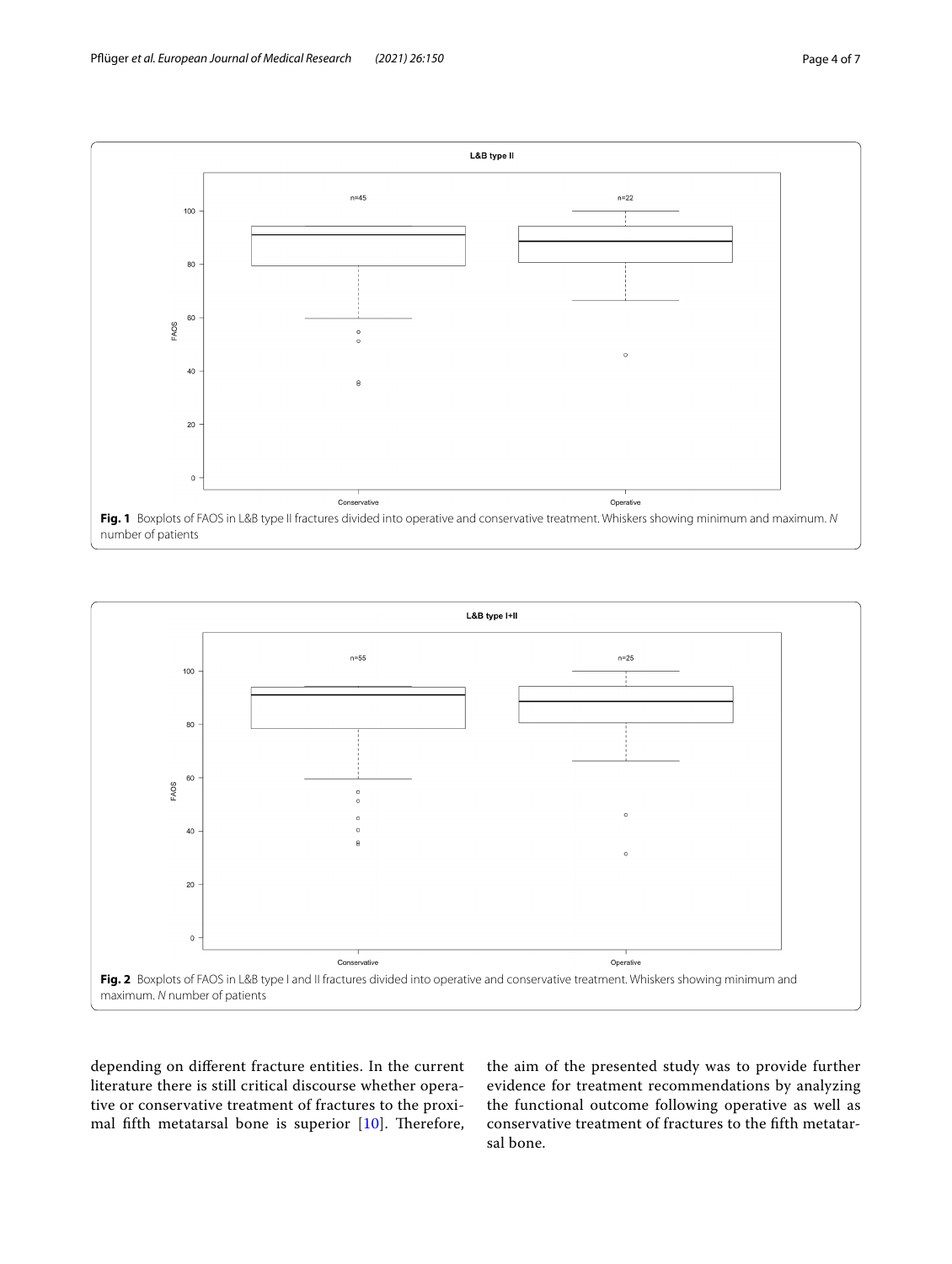Fig. 1 Boxplots of FAOS in L&B type II fractures divided into operative and conservative treatment. Whiskers showing minimum and maximum. *N* number of patients

Fig. 2 Boxplots of FAOS in L&B type I and II fractures divided into operative and conservative treatment. Whiskers showing minimum and maximum. *N* number of patients

depending on different fracture entities. In the current literature there is still critical discourse whether operative or conservative treatment of fractures to the proximal fifth metatarsal bone is superior [10]. Therefore, the aim of the presented study was to provide further evidence for treatment recommendations by analyzing the functional outcome following operative as well as conservative treatment of fractures to the fifth metatarsal bone.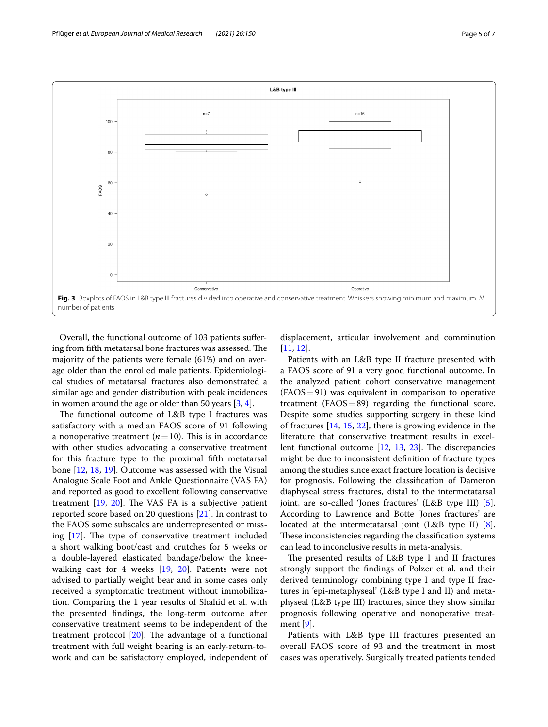Fig. 3 Boxplots of FAOS in L&B type III fractures divided into operative and conservative treatment. Whiskers showing minimum and maximum. *N* number of patients

Overall, the functional outcome of 103 patients suffering from fifth metatarsal bone fractures was assessed. The majority of the patients were female (61%) and on average older than the enrolled male patients. Epidemiological studies of metatarsal fractures also demonstrated a similar age and gender distribution with peak incidences in women around the age or older than 50 years [3, 4].

The functional outcome of L&B type I fractures was satisfactory with a median FAOS score of 91 following a nonoperative treatment (*n* = 10). This is in accordance with other studies advocating a conservative treatment for this fracture type to the proximal fifth metatarsal bone [12, 18, 19]. Outcome was assessed with the Visual Analogue Scale Foot and Ankle Questionnaire (VAS FA) and reported as good to excellent following conservative treatment [19, 20]. The VAS FA is a subjective patient reported score based on 20 questions [21]. In contrast to the FAOS some subscales are underrepresented or missing [17]. The type of conservative treatment included a short walking boot/cast and crutches for 5 weeks or a double-layered elasticated bandage/below the knee-walking cast for 4 weeks [19, 20]. Patients were not advised to partially weight bear and in some cases only received a symptomatic treatment without immobilization. Comparing the 1 year results of Shahid et al. with the presented findings, the long-term outcome after conservative treatment seems to be independent of the treatment protocol [20]. The advantage of a functional treatment with full weight bearing is an early-return-to-work and can be satisfactory employed, independent of displacement, articular involvement and comminution [11, 12].

Patients with an L&B type II fracture presented with a FAOS score of 91 a very good functional outcome. In the analyzed patient cohort conservative management (FAOS = 91) was equivalent in comparison to operative treatment (FAOS = 89) regarding the functional score. Despite some studies supporting surgery in these kind of fractures [14, 15, 22], there is growing evidence in the literature that conservative treatment results in excellent functional outcome [12, 13, 23]. The discrepancies might be due to inconsistent definition of fracture types among the studies since exact fracture location is decisive for prognosis. Following the classification of Dameron diaphyseal stress fractures, distal to the intermetatarsal joint, are so-called 'Jones fractures' (L&B type III) [5]. According to Lawrence and Botte 'Jones fractures' are located at the intermetatarsal joint (L&B type II) [8]. These inconsistencies regarding the classification systems can lead to inconclusive results in meta-analysis.

The presented results of L&B type I and II fractures strongly support the findings of Polzer et al. and their derived terminology combining type I and type II fractures in 'epi-metaphyseal' (L&B type I and II) and metaphyseal (L&B type III) fractures, since they show similar prognosis following operative and nonoperative treatment [9].

Patients with L&B type III fractures presented an overall FAOS score of 93 and the treatment in most cases was operatively. Surgically treated patients tended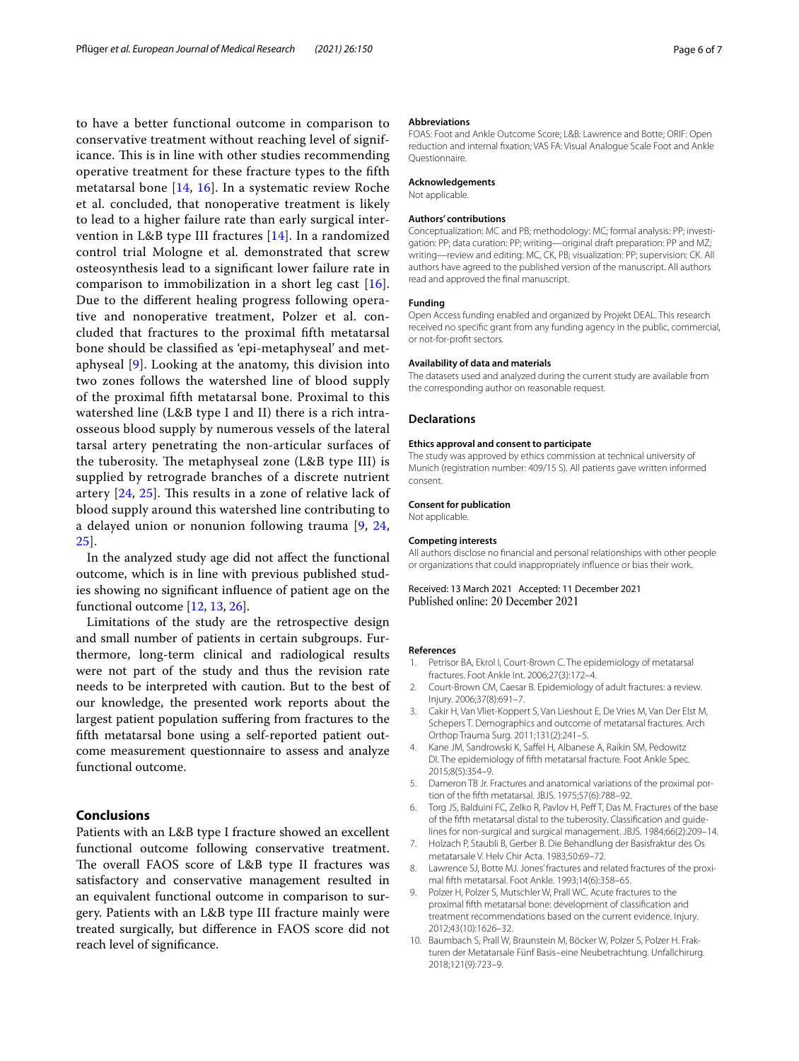to have a better functional outcome in comparison to conservative treatment without reaching level of significance. This is in line with other studies recommending operative treatment for these fracture types to the fifth metatarsal bone [14, 16]. In a systematic review Roche et al. concluded, that nonoperative treatment is likely to lead to a higher failure rate than early surgical intervention in L&B type III fractures [14]. In a randomized control trial Mologne et al. demonstrated that screw osteosynthesis lead to a significant lower failure rate in comparison to immobilization in a short leg cast [16]. Due to the different healing progress following operative and nonoperative treatment, Polzer et al. concluded that fractures to the proximal fifth metatarsal bone should be classified as 'epi-metaphyseal' and metaphyseal [9]. Looking at the anatomy, this division into two zones follows the watershed line of blood supply of the proximal fifth metatarsal bone. Proximal to this watershed line (L&B type I and II) there is a rich intraosseous blood supply by numerous vessels of the lateral tarsal artery penetrating the non-articular surfaces of the tuberosity. The metaphyseal zone (L&B type III) is supplied by retrograde branches of a discrete nutrient artery [24, 25]. This results in a zone of relative lack of blood supply around this watershed line contributing to a delayed union or nonunion following trauma [9, 24, 25].

In the analyzed study age did not affect the functional outcome, which is in line with previous published studies showing no significant influence of patient age on the functional outcome [12, 13, 26].

Limitations of the study are the retrospective design and small number of patients in certain subgroups. Furthermore, long-term clinical and radiological results were not part of the study and thus the revision rate needs to be interpreted with caution. But to the best of our knowledge, the presented work reports about the largest patient population suffering from fractures to the fifth metatarsal bone using a self-reported patient outcome measurement questionnaire to assess and analyze functional outcome.

## Conclusions

Patients with an L&B type I fracture showed an excellent functional outcome following conservative treatment. The overall FAOS score of L&B type II fractures was satisfactory and conservative management resulted in an equivalent functional outcome in comparison to surgery. Patients with an L&B type III fracture mainly were treated surgically, but difference in FAOS score did not reach level of significance.

#### Abbreviations

FOAS: Foot and Ankle Outcome Score; L&B: Lawrence and Botte; ORIF: Open reduction and internal fixation; VAS FA: Visual Analogue Scale Foot and Ankle Questionnaire.

#### Acknowledgements

Not applicable.

#### Authors' contributions

Conceptualization: MC and PB; methodology: MC; formal analysis: PP; investigation: PP; data curation: PP; writing—original draft preparation: PP and MZ; writing—review and editing: MC, CK, PB; visualization: PP; supervision: CK. All authors have agreed to the published version of the manuscript. All authors read and approved the final manuscript.

#### Funding

Open Access funding enabled and organized by Projekt DEAL. This research received no specific grant from any funding agency in the public, commercial, or not-for-profit sectors.

#### Availability of data and materials

The datasets used and analyzed during the current study are available from the corresponding author on reasonable request.

### Declarations

#### Ethics approval and consent to participate

The study was approved by ethics commission at technical university of Munich (registration number: 409/15 S). All patients gave written informed consent.

#### Consent for publication

Not applicable.

#### Competing interests

All authors disclose no financial and personal relationships with other people or organizations that could inappropriately influence or bias their work.

Received: 13 March 2021 Accepted: 11 December 2021
Published online: 20 December 2021

#### References

1. Petrisor BA, Ekrol I, Court-Brown C. The epidemiology of metatarsal fractures. Foot Ankle Int. 2006;27(3):172–4.
2. Court-Brown CM, Caesar B. Epidemiology of adult fractures: a review. Injury. 2006;37(8):691–7.
3. Cakir H, Van Vliet-Koppert S, Van Lieshout E, De Vries M, Van Der Elst M, Schepers T. Demographics and outcome of metatarsal fractures. Arch Orthop Trauma Surg. 2011;131(2):241–5.
4. Kane JM, Sandrowski K, Saffel H, Albanese A, Raikin SM, Pedowitz DI. The epidemiology of fifth metatarsal fracture. Foot Ankle Spec. 2015;8(5):354–9.
5. Dameron TB Jr. Fractures and anatomical variations of the proximal portion of the fifth metatarsal. JBJS. 1975;57(6):788–92.
6. Torg JS, Balduini FC, Zelko R, Pavlov H, Peff T, Das M. Fractures of the base of the fifth metatarsal distal to the tuberosity. Classification and guidelines for non-surgical and surgical management. JBJS. 1984;66(2):209–14.
7. Holzach P, Staubli B, Gerber B. Die Behandlung der Basisfraktur des Os metatarsale V. Helv Chir Acta. 1983;50:69–72.
8. Lawrence SJ, Botte MJ. Jones' fractures and related fractures of the proximal fifth metatarsal. Foot Ankle. 1993;14(6):358–65.
9. Polzer H, Polzer S, Mutschler W, Prall WC. Acute fractures to the proximal fifth metatarsal bone: development of classification and treatment recommendations based on the current evidence. Injury. 2012;43(10):1626–32.
10. Baumbach S, Prall W, Braunstein M, Böcker W, Polzer S, Polzer H. Frakturen der Metatarsale Fünf Basis–eine Neubetrachtung. Unfallchirurg. 2018;121(9):723–9.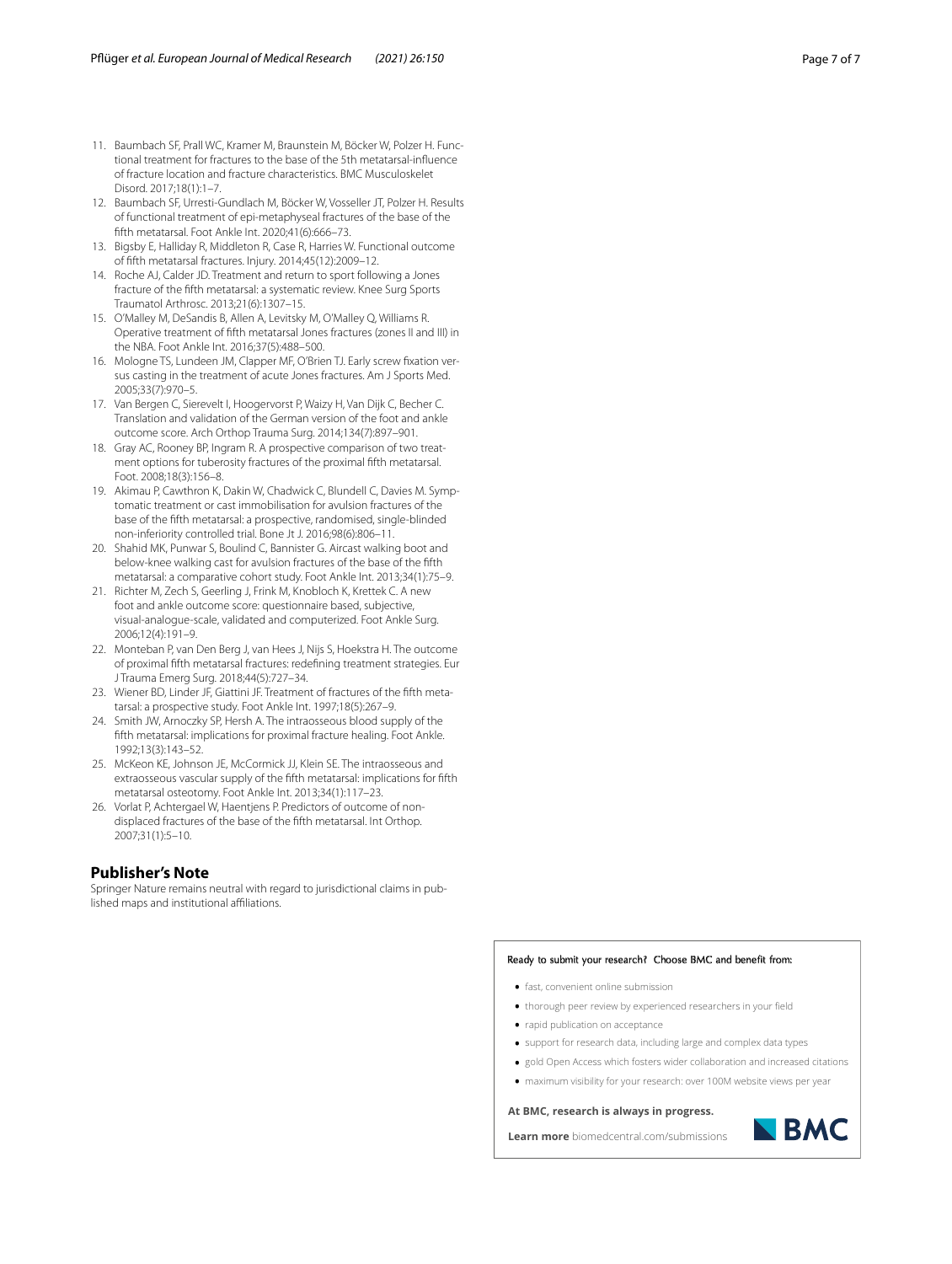11. Baumbach SF, Prall WC, Kramer M, Braunstein M, Böcker W, Polzer H. Functional treatment for fractures to the base of the 5th metatarsal-influence of fracture location and fracture characteristics. BMC Musculoskelet Disord. 2017;18(1):1–7.
12. Baumbach SF, Urresti-Gundlach M, Böcker W, Vosseller JT, Polzer H. Results of functional treatment of epi-metaphyseal fractures of the base of the fifth metatarsal. Foot Ankle Int. 2020;41(6):666–73.
13. Bigsby E, Halliday R, Middleton R, Case R, Harries W. Functional outcome of fifth metatarsal fractures. Injury. 2014;45(12):2009–12.
14. Roche AJ, Calder JD. Treatment and return to sport following a Jones fracture of the fifth metatarsal: a systematic review. Knee Surg Sports Traumatol Arthrosc. 2013;21(6):1307–15.
15. O'Malley M, DeSandis B, Allen A, Levitsky M, O'Malley Q, Williams R. Operative treatment of fifth metatarsal Jones fractures (zones II and III) in the NBA. Foot Ankle Int. 2016;37(5):488–500.
16. Mologne TS, Lundeen JM, Clapper MF, O'Brien TJ. Early screw fixation versus casting in the treatment of acute Jones fractures. Am J Sports Med. 2005;33(7):970–5.
17. Van Bergen C, Sierevelt I, Hoogervorst P, Waizy H, Van Dijk C, Becher C. Translation and validation of the German version of the foot and ankle outcome score. Arch Orthop Trauma Surg. 2014;134(7):897–901.
18. Gray AC, Rooney BP, Ingram R. A prospective comparison of two treatment options for tuberosity fractures of the proximal fifth metatarsal. Foot. 2008;18(3):156–8.
19. Akimau P, Cawthron K, Dakin W, Chadwick C, Blundell C, Davies M. Symptomatic treatment or cast immobilisation for avulsion fractures of the base of the fifth metatarsal: a prospective, randomised, single-blinded non-inferiority controlled trial. Bone Jt J. 2016;98(6):806–11.
20. Shahid MK, Punwar S, Boulind C, Bannister G. Aircast walking boot and below-knee walking cast for avulsion fractures of the base of the fifth metatarsal: a comparative cohort study. Foot Ankle Int. 2013;34(1):75–9.
21. Richter M, Zech S, Geerling J, Frink M, Knobloch K, Krettek C. A new foot and ankle outcome score: questionnaire based, subjective, visual-analogue-scale, validated and computerized. Foot Ankle Surg. 2006;12(4):191–9.
22. Monteban P, van Den Berg J, van Hees J, Nijs S, Hoekstra H. The outcome of proximal fifth metatarsal fractures: redefining treatment strategies. Eur J Trauma Emerg Surg. 2018;44(5):727–34.
23. Wiener BD, Linder JF, Giattini JF. Treatment of fractures of the fifth metatarsal: a prospective study. Foot Ankle Int. 1997;18(5):267–9.
24. Smith JW, Arnoczky SP, Hersh A. The intraosseous blood supply of the fifth metatarsal: implications for proximal fracture healing. Foot Ankle. 1992;13(3):143–52.
25. McKeon KE, Johnson JE, McCormick JJ, Klein SE. The intraosseous and extraosseous vascular supply of the fifth metatarsal: implications for fifth metatarsal osteotomy. Foot Ankle Int. 2013;34(1):117–23.
26. Vorlat P, Achtergael W, Haentjens P. Predictors of outcome of non-displaced fractures of the base of the fifth metatarsal. Int Orthop. 2007;31(1):5–10.

## Publisher's Note

Springer Nature remains neutral with regard to jurisdictional claims in published maps and institutional affiliations.

Ready to submit your research? Choose BMC and benefit from:

- fast, convenient online submission
- thorough peer review by experienced researchers in your field
- rapid publication on acceptance
- support for research data, including large and complex data types
- gold Open Access which fosters wider collaboration and increased citations
- maximum visibility for your research: over 100M website views per year

**At BMC, research is always in progress.**

**Learn more** biomedcentral.com/submissions

BMC